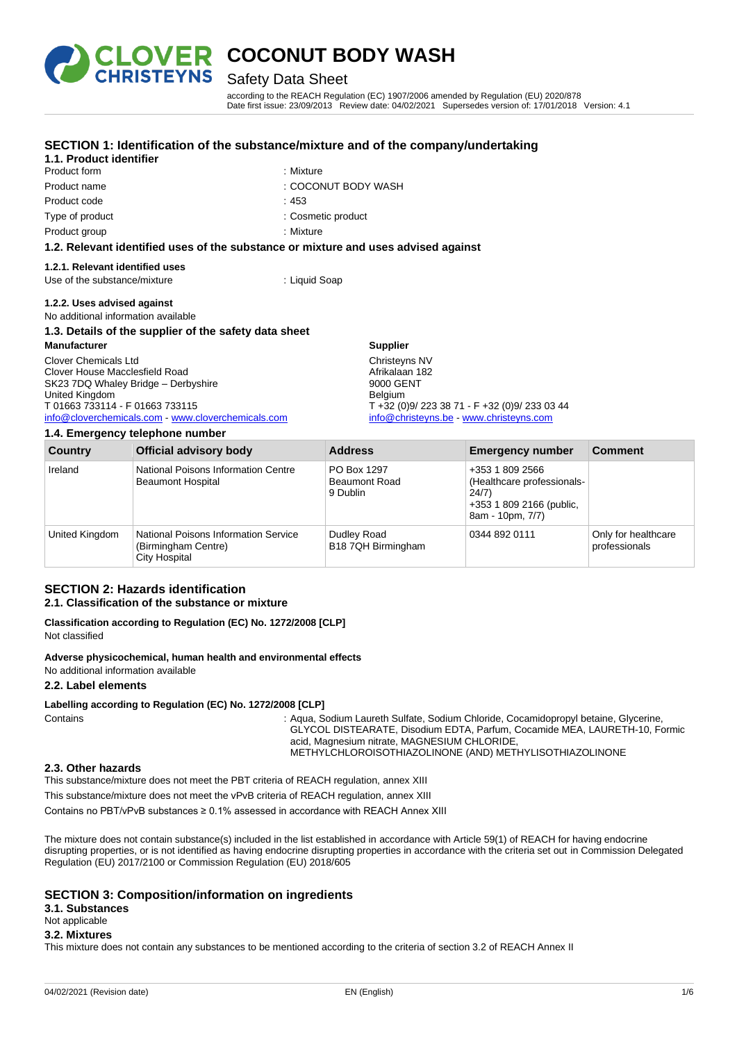# COCONUT BODY WASH

## Safety Data Sheet

according to the REACH Regulation (EC) 1907/2006 amended by Regulation (EU) 2020/878
Date first issue: 23/09/2013 Review date: 04/02/2021 Supersedes version of: 17/01/2018 Version: 4.1

## SECTION 1: Identification of the substance/mixture and of the company/undertaking

### 1.1. Product identifier

Product form : Mixture

Product name : COCONUT BODY WASH

Product code : 453

Type of product : Cosmetic product

Product group : Mixture

### 1.2. Relevant identified uses of the substance or mixture and uses advised against

#### 1.2.1. Relevant identified uses

Use of the substance/mixture : Liquid Soap

#### 1.2.2. Uses advised against

No additional information available

### 1.3. Details of the supplier of the safety data sheet

**Manufacturer**

Clover Chemicals Ltd
Clover House Macclesfield Road
SK23 7DQ Whaley Bridge – Derbyshire
United Kingdom
T 01663 733114 - F 01663 733115
info@cloverchemicals.com - www.cloverchemicals.com

**Supplier**

Christeyns NV
Afrikalaan 182
9000 GENT
Belgium
T +32 (0)9/ 223 38 71 - F +32 (0)9/ 233 03 44
info@christeyns.be - www.christeyns.com

### 1.4. Emergency telephone number

| Country | Official advisory body | Address | Emergency number | Comment |
|---|---|---|---|---|
| Ireland | National Poisons Information Centre Beaumont Hospital | PO Box 1297 Beaumont Road 9 Dublin | +353 1 809 2566 (Healthcare professionals- 24/7) +353 1 809 2166 (public, 8am - 10pm, 7/7) | |
| United Kingdom | National Poisons Information Service (Birmingham Centre) City Hospital | Dudley Road B18 7QH Birmingham | 0344 892 0111 | Only for healthcare professionals |

## SECTION 2: Hazards identification

### 2.1. Classification of the substance or mixture

**Classification according to Regulation (EC) No. 1272/2008 [CLP]**

Not classified

**Adverse physicochemical, human health and environmental effects**

No additional information available

### 2.2. Label elements

**Labelling according to Regulation (EC) No. 1272/2008 [CLP]**

Contains : Aqua, Sodium Laureth Sulfate, Sodium Chloride, Cocamidopropyl betaine, Glycerine, GLYCOL DISTEARATE, Disodium EDTA, Parfum, Cocamide MEA, LAURETH-10, Formic acid, Magnesium nitrate, MAGNESIUM CHLORIDE, METHYLCHLOROISOTHIAZOLINONE (AND) METHYLISOTHIAZOLINONE

### 2.3. Other hazards

This substance/mixture does not meet the PBT criteria of REACH regulation, annex XIII

This substance/mixture does not meet the vPvB criteria of REACH regulation, annex XIII

Contains no PBT/vPvB substances ≥ 0.1% assessed in accordance with REACH Annex XIII

The mixture does not contain substance(s) included in the list established in accordance with Article 59(1) of REACH for having endocrine disrupting properties, or is not identified as having endocrine disrupting properties in accordance with the criteria set out in Commission Delegated Regulation (EU) 2017/2100 or Commission Regulation (EU) 2018/605

## SECTION 3: Composition/information on ingredients

### 3.1. Substances

Not applicable

### 3.2. Mixtures

This mixture does not contain any substances to be mentioned according to the criteria of section 3.2 of REACH Annex II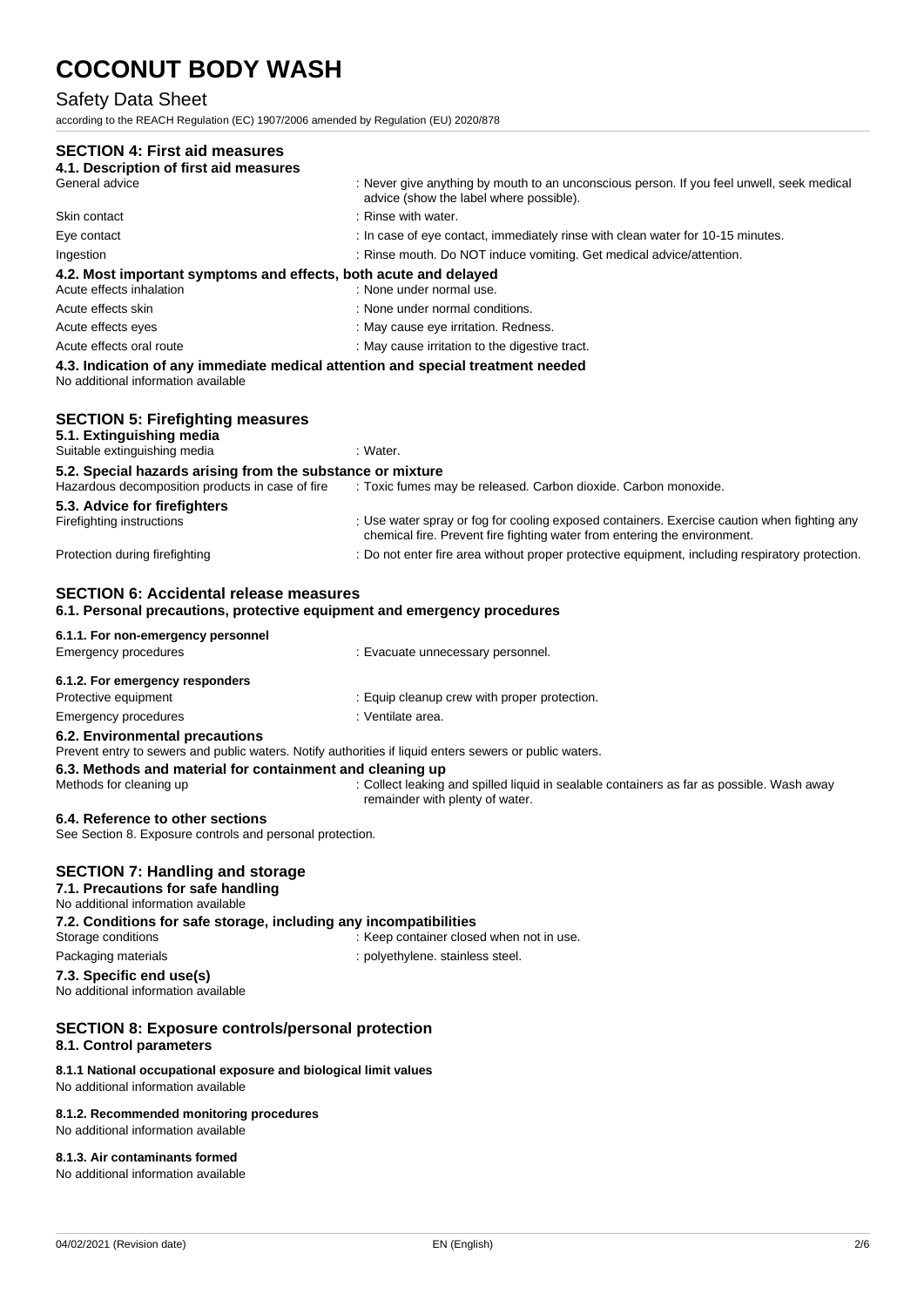## SECTION 4: First aid measures

### 4.1. Description of first aid measures

| | |
|---|---|
| General advice | : Never give anything by mouth to an unconscious person. If you feel unwell, seek medical advice (show the label where possible). |
| Skin contact | : Rinse with water. |
| Eye contact | : In case of eye contact, immediately rinse with clean water for 10-15 minutes. |
| Ingestion | : Rinse mouth. Do NOT induce vomiting. Get medical advice/attention. |

### 4.2. Most important symptoms and effects, both acute and delayed

| | |
|---|---|
| Acute effects inhalation | : None under normal use. |
| Acute effects skin | : None under normal conditions. |
| Acute effects eyes | : May cause eye irritation. Redness. |
| Acute effects oral route | : May cause irritation to the digestive tract. |

### 4.3. Indication of any immediate medical attention and special treatment needed

No additional information available

## SECTION 5: Firefighting measures

### 5.1. Extinguishing media

| | |
|---|---|
| Suitable extinguishing media | : Water. |

### 5.2. Special hazards arising from the substance or mixture

| | |
|---|---|
| Hazardous decomposition products in case of fire | : Toxic fumes may be released. Carbon dioxide. Carbon monoxide. |

### 5.3. Advice for firefighters

| | |
|---|---|
| Firefighting instructions | : Use water spray or fog for cooling exposed containers. Exercise caution when fighting any chemical fire. Prevent fire fighting water from entering the environment. |
| Protection during firefighting | : Do not enter fire area without proper protective equipment, including respiratory protection. |

## SECTION 6: Accidental release measures

### 6.1. Personal precautions, protective equipment and emergency procedures

#### 6.1.1. For non-emergency personnel

| | |
|---|---|
| Emergency procedures | : Evacuate unnecessary personnel. |

#### 6.1.2. For emergency responders

| | |
|---|---|
| Protective equipment | : Equip cleanup crew with proper protection. |
| Emergency procedures | : Ventilate area. |

### 6.2. Environmental precautions

Prevent entry to sewers and public waters. Notify authorities if liquid enters sewers or public waters.

### 6.3. Methods and material for containment and cleaning up

| | |
|---|---|
| Methods for cleaning up | : Collect leaking and spilled liquid in sealable containers as far as possible. Wash away remainder with plenty of water. |

### 6.4. Reference to other sections

See Section 8. Exposure controls and personal protection.

## SECTION 7: Handling and storage

### 7.1. Precautions for safe handling

No additional information available

### 7.2. Conditions for safe storage, including any incompatibilities

| | |
|---|---|
| Storage conditions | : Keep container closed when not in use. |
| Packaging materials | : polyethylene. stainless steel. |

### 7.3. Specific end use(s)

No additional information available

## SECTION 8: Exposure controls/personal protection

### 8.1. Control parameters

#### 8.1.1 National occupational exposure and biological limit values

No additional information available

#### 8.1.2. Recommended monitoring procedures

No additional information available

#### 8.1.3. Air contaminants formed

No additional information available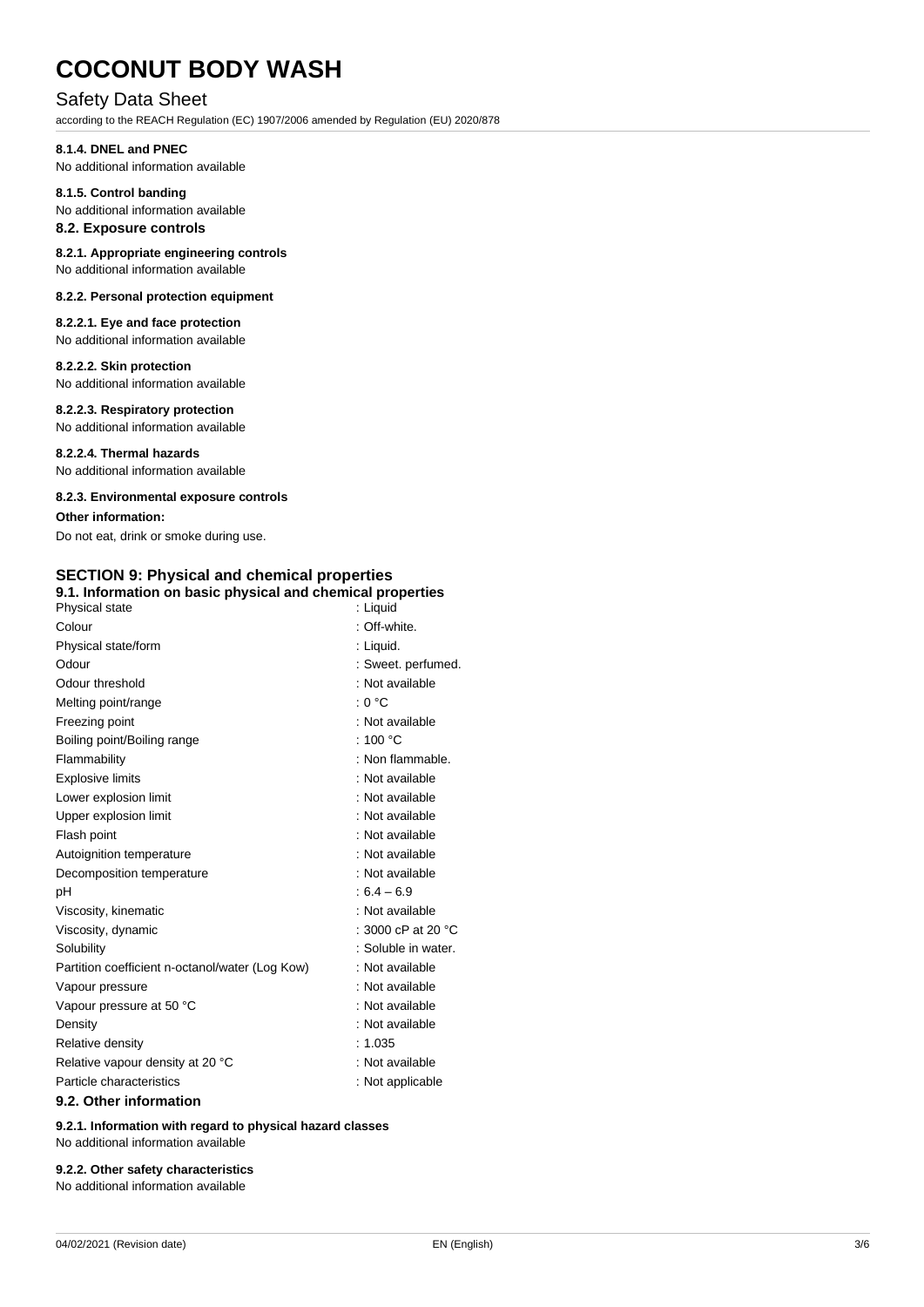#### 8.1.4. DNEL and PNEC

No additional information available

#### 8.1.5. Control banding

No additional information available

### 8.2. Exposure controls

#### 8.2.1. Appropriate engineering controls

No additional information available

#### 8.2.2. Personal protection equipment

##### 8.2.2.1. Eye and face protection

No additional information available

##### 8.2.2.2. Skin protection

No additional information available

##### 8.2.2.3. Respiratory protection

No additional information available

##### 8.2.2.4. Thermal hazards

No additional information available

#### 8.2.3. Environmental exposure controls

**Other information:**

Do not eat, drink or smoke during use.

## SECTION 9: Physical and chemical properties

### 9.1. Information on basic physical and chemical properties

| Property | Value |
|---|---|
| Physical state | : Liquid |
| Colour | : Off-white. |
| Physical state/form | : Liquid. |
| Odour | : Sweet. perfumed. |
| Odour threshold | : Not available |
| Melting point/range | : 0 °C |
| Freezing point | : Not available |
| Boiling point/Boiling range | : 100 °C |
| Flammability | : Non flammable. |
| Explosive limits | : Not available |
| Lower explosion limit | : Not available |
| Upper explosion limit | : Not available |
| Flash point | : Not available |
| Autoignition temperature | : Not available |
| Decomposition temperature | : Not available |
| pH | : 6.4 – 6.9 |
| Viscosity, kinematic | : Not available |
| Viscosity, dynamic | : 3000 cP at 20 °C |
| Solubility | : Soluble in water. |
| Partition coefficient n-octanol/water (Log Kow) | : Not available |
| Vapour pressure | : Not available |
| Vapour pressure at 50 °C | : Not available |
| Density | : Not available |
| Relative density | : 1.035 |
| Relative vapour density at 20 °C | : Not available |
| Particle characteristics | : Not applicable |

### 9.2. Other information

#### 9.2.1. Information with regard to physical hazard classes

No additional information available

#### 9.2.2. Other safety characteristics

No additional information available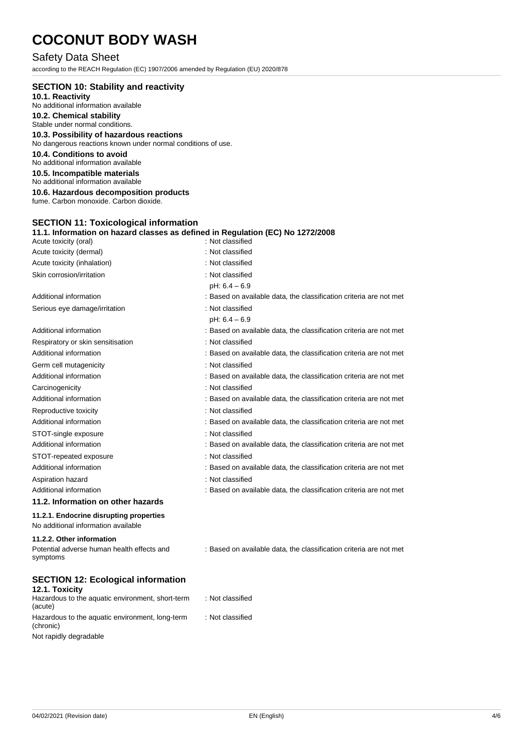## SECTION 10: Stability and reactivity

**10.1. Reactivity**

No additional information available

**10.2. Chemical stability**

Stable under normal conditions.

**10.3. Possibility of hazardous reactions**

No dangerous reactions known under normal conditions of use.

**10.4. Conditions to avoid**

No additional information available

**10.5. Incompatible materials**

No additional information available

**10.6. Hazardous decomposition products**

fume. Carbon monoxide. Carbon dioxide.

## SECTION 11: Toxicological information

**11.1. Information on hazard classes as defined in Regulation (EC) No 1272/2008**

| | |
|---|---|
| Acute toxicity (oral) | : Not classified |
| Acute toxicity (dermal) | : Not classified |
| Acute toxicity (inhalation) | : Not classified |
| Skin corrosion/irritation | : Not classified<br>pH: 6.4 – 6.9 |
| Additional information | : Based on available data, the classification criteria are not met |
| Serious eye damage/irritation | : Not classified<br>pH: 6.4 – 6.9 |
| Additional information | : Based on available data, the classification criteria are not met |
| Respiratory or skin sensitisation | : Not classified |
| Additional information | : Based on available data, the classification criteria are not met |
| Germ cell mutagenicity | : Not classified |
| Additional information | : Based on available data, the classification criteria are not met |
| Carcinogenicity | : Not classified |
| Additional information | : Based on available data, the classification criteria are not met |
| Reproductive toxicity | : Not classified |
| Additional information | : Based on available data, the classification criteria are not met |
| STOT-single exposure | : Not classified |
| Additional information | : Based on available data, the classification criteria are not met |
| STOT-repeated exposure | : Not classified |
| Additional information | : Based on available data, the classification criteria are not met |
| Aspiration hazard | : Not classified |
| Additional information | : Based on available data, the classification criteria are not met |

**11.2. Information on other hazards**

**11.2.1. Endocrine disrupting properties**

No additional information available

**11.2.2. Other information**

| | |
|---|---|
| Potential adverse human health effects and symptoms | : Based on available data, the classification criteria are not met |

## SECTION 12: Ecological information

**12.1. Toxicity**

| | |
|---|---|
| Hazardous to the aquatic environment, short-term (acute) | : Not classified |
| Hazardous to the aquatic environment, long-term (chronic) | : Not classified |

Not rapidly degradable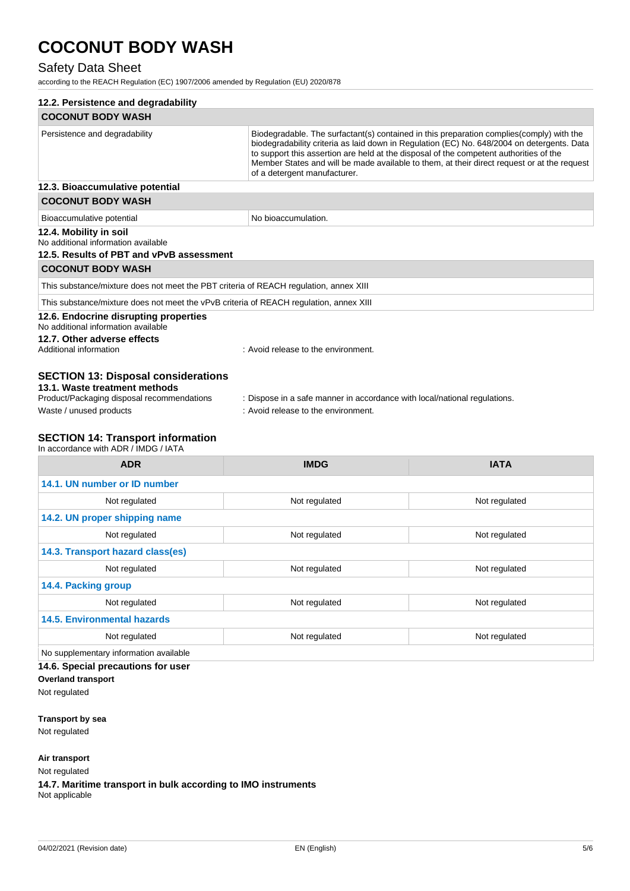### 12.2. Persistence and degradability

| COCONUT BODY WASH | |
|---|---|
| Persistence and degradability | Biodegradable. The surfactant(s) contained in this preparation complies(comply) with the biodegradability criteria as laid down in Regulation (EC) No. 648/2004 on detergents. Data to support this assertion are held at the disposal of the competent authorities of the Member States and will be made available to them, at their direct request or at the request of a detergent manufacturer. |

### 12.3. Bioaccumulative potential

| COCONUT BODY WASH | |
|---|---|
| Bioaccumulative potential | No bioaccumulation. |

### 12.4. Mobility in soil

No additional information available

### 12.5. Results of PBT and vPvB assessment

| COCONUT BODY WASH |
|---|
| This substance/mixture does not meet the PBT criteria of REACH regulation, annex XIII |
| This substance/mixture does not meet the vPvB criteria of REACH regulation, annex XIII |

### 12.6. Endocrine disrupting properties

No additional information available

### 12.7. Other adverse effects

Additional information : Avoid release to the environment.

## SECTION 13: Disposal considerations

### 13.1. Waste treatment methods

Product/Packaging disposal recommendations : Dispose in a safe manner in accordance with local/national regulations.

Waste / unused products : Avoid release to the environment.

## SECTION 14: Transport information

In accordance with ADR / IMDG / IATA

| ADR | IMDG | IATA |
|---|---|---|
| **14.1. UN number or ID number** | | |
| Not regulated | Not regulated | Not regulated |
| **14.2. UN proper shipping name** | | |
| Not regulated | Not regulated | Not regulated |
| **14.3. Transport hazard class(es)** | | |
| Not regulated | Not regulated | Not regulated |
| **14.4. Packing group** | | |
| Not regulated | Not regulated | Not regulated |
| **14.5. Environmental hazards** | | |
| Not regulated | Not regulated | Not regulated |
| No supplementary information available | | |

### 14.6. Special precautions for user

**Overland transport**

Not regulated

**Transport by sea**

Not regulated

**Air transport**

Not regulated

### 14.7. Maritime transport in bulk according to IMO instruments

Not applicable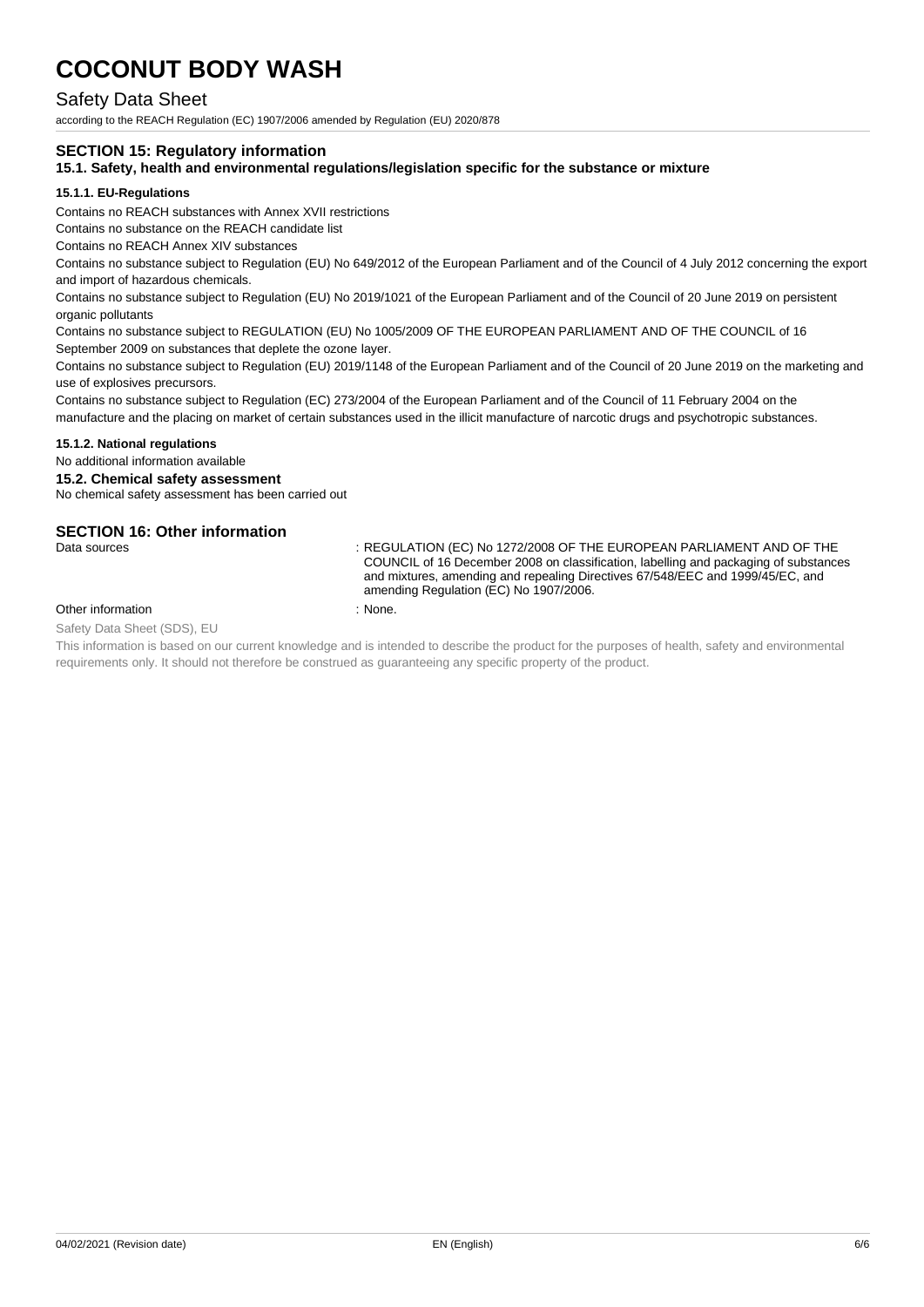# COCONUT BODY WASH

Safety Data Sheet

according to the REACH Regulation (EC) 1907/2006 amended by Regulation (EU) 2020/878

## SECTION 15: Regulatory information

### 15.1. Safety, health and environmental regulations/legislation specific for the substance or mixture

#### 15.1.1. EU-Regulations

Contains no REACH substances with Annex XVII restrictions

Contains no substance on the REACH candidate list

Contains no REACH Annex XIV substances

Contains no substance subject to Regulation (EU) No 649/2012 of the European Parliament and of the Council of 4 July 2012 concerning the export and import of hazardous chemicals.

Contains no substance subject to Regulation (EU) No 2019/1021 of the European Parliament and of the Council of 20 June 2019 on persistent organic pollutants

Contains no substance subject to REGULATION (EU) No 1005/2009 OF THE EUROPEAN PARLIAMENT AND OF THE COUNCIL of 16 September 2009 on substances that deplete the ozone layer.

Contains no substance subject to Regulation (EU) 2019/1148 of the European Parliament and of the Council of 20 June 2019 on the marketing and use of explosives precursors.

Contains no substance subject to Regulation (EC) 273/2004 of the European Parliament and of the Council of 11 February 2004 on the manufacture and the placing on market of certain substances used in the illicit manufacture of narcotic drugs and psychotropic substances.

#### 15.1.2. National regulations

No additional information available

### 15.2. Chemical safety assessment

No chemical safety assessment has been carried out

## SECTION 16: Other information

Data sources : REGULATION (EC) No 1272/2008 OF THE EUROPEAN PARLIAMENT AND OF THE COUNCIL of 16 December 2008 on classification, labelling and packaging of substances and mixtures, amending and repealing Directives 67/548/EEC and 1999/45/EC, and amending Regulation (EC) No 1907/2006.

Other information : None.

Safety Data Sheet (SDS), EU

This information is based on our current knowledge and is intended to describe the product for the purposes of health, safety and environmental requirements only. It should not therefore be construed as guaranteeing any specific property of the product.

04/02/2021 (Revision date) EN (English)